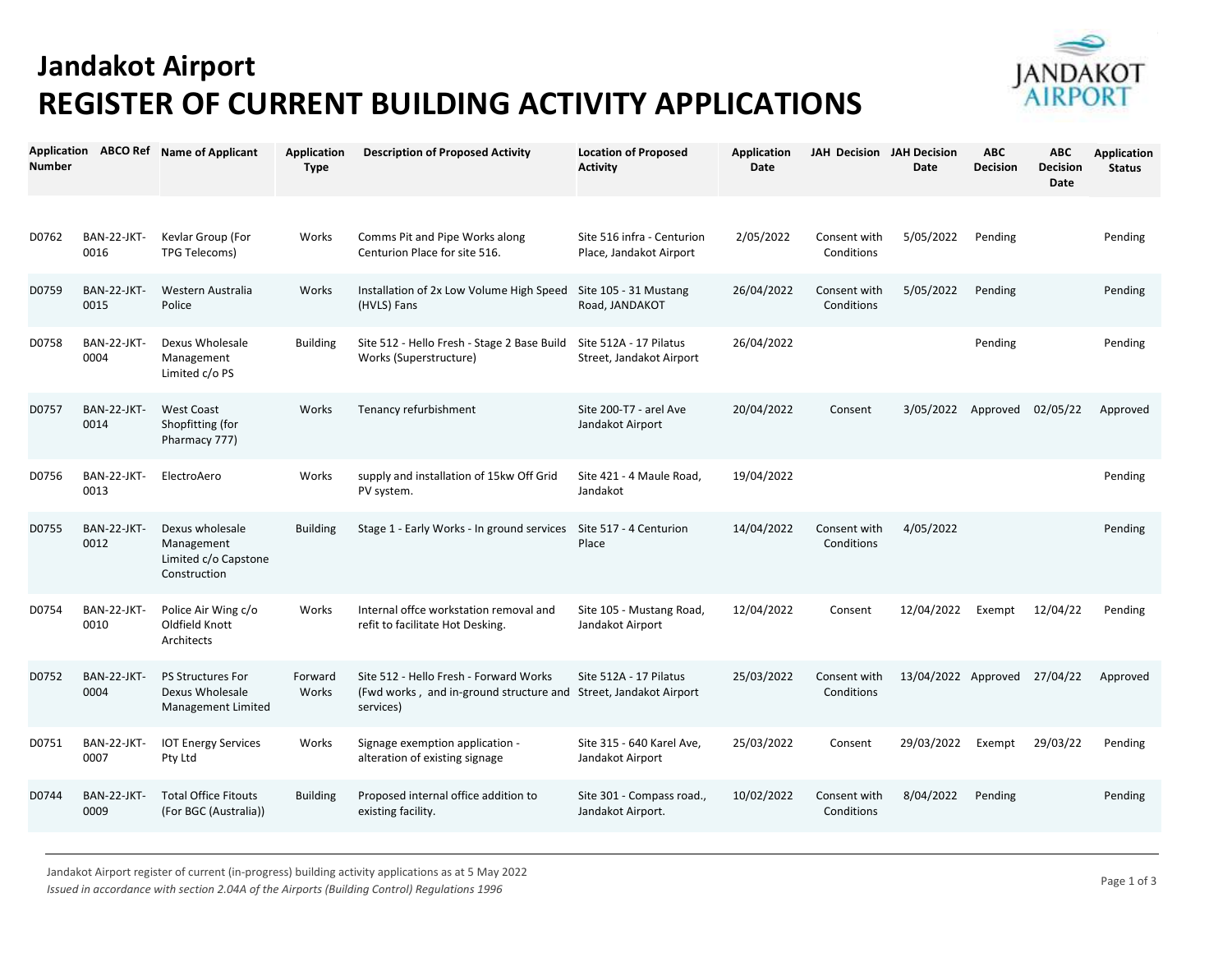# Jandakot Airport

# REGISTER OF CURRENT BUILDING ACTIVITY APPLICATIONS

| Application Number | ABCO Ref | Name of Applicant | Application Type | Description of Proposed Activity | Location of Proposed Activity | Application Date | JAH Decision | JAH Decision Date | ABC Decision | ABC Decision Date | Application Status |
|---|---|---|---|---|---|---|---|---|---|---|---|
| D0762 | BAN-22-JKT-0016 | Kevlar Group (For TPG Telecoms) | Works | Comms Pit and Pipe Works along Centurion Place for site 516. | Site 516 infra - Centurion Place, Jandakot Airport | 2/05/2022 | Consent with Conditions | 5/05/2022 | Pending | | Pending |
| D0759 | BAN-22-JKT-0015 | Western Australia Police | Works | Installation of 2x Low Volume High Speed (HVLS) Fans | Site 105 - 31 Mustang Road, JANDAKOT | 26/04/2022 | Consent with Conditions | 5/05/2022 | Pending | | Pending |
| D0758 | BAN-22-JKT-0004 | Dexus Wholesale Management Limited c/o PS | Building | Site 512 - Hello Fresh - Stage 2 Base Build Works (Superstructure) | Site 512A - 17 Pilatus Street, Jandakot Airport | 26/04/2022 | | | Pending | | Pending |
| D0757 | BAN-22-JKT-0014 | West Coast Shopfitting (for Pharmacy 777) | Works | Tenancy refurbishment | Site 200-T7 - arel Ave Jandakot Airport | 20/04/2022 | Consent | 3/05/2022 | Approved | 02/05/22 | Approved |
| D0756 | BAN-22-JKT-0013 | ElectroAero | Works | supply and installation of 15kw Off Grid PV system. | Site 421 - 4 Maule Road, Jandakot | 19/04/2022 | | | | | Pending |
| D0755 | BAN-22-JKT-0012 | Dexus wholesale Management Limited c/o Capstone Construction | Building | Stage 1 - Early Works - In ground services | Site 517 - 4 Centurion Place | 14/04/2022 | Consent with Conditions | 4/05/2022 | | | Pending |
| D0754 | BAN-22-JKT-0010 | Police Air Wing c/o Oldfield Knott Architects | Works | Internal offce workstation removal and refit to facilitate Hot Desking. | Site 105 - Mustang Road, Jandakot Airport | 12/04/2022 | Consent | 12/04/2022 | Exempt | 12/04/22 | Pending |
| D0752 | BAN-22-JKT-0004 | PS Structures For Dexus Wholesale Management Limited | Forward Works | Site 512 - Hello Fresh - Forward Works (Fwd works , and in-ground structure and services) | Site 512A - 17 Pilatus Street, Jandakot Airport | 25/03/2022 | Consent with Conditions | 13/04/2022 | Approved | 27/04/22 | Approved |
| D0751 | BAN-22-JKT-0007 | IOT Energy Services Pty Ltd | Works | Signage exemption application - alteration of existing signage | Site 315 - 640 Karel Ave, Jandakot Airport | 25/03/2022 | Consent | 29/03/2022 | Exempt | 29/03/22 | Pending |
| D0744 | BAN-22-JKT-0009 | Total Office Fitouts (For BGC (Australia)) | Building | Proposed internal office addition to existing facility. | Site 301 - Compass road., Jandakot Airport. | 10/02/2022 | Consent with Conditions | 8/04/2022 | Pending | | Pending |

Jandakot Airport register of current (in-progress) building activity applications as at 5 May 2022
*Issued in accordance with section 2.04A of the Airports (Building Control) Regulations 1996*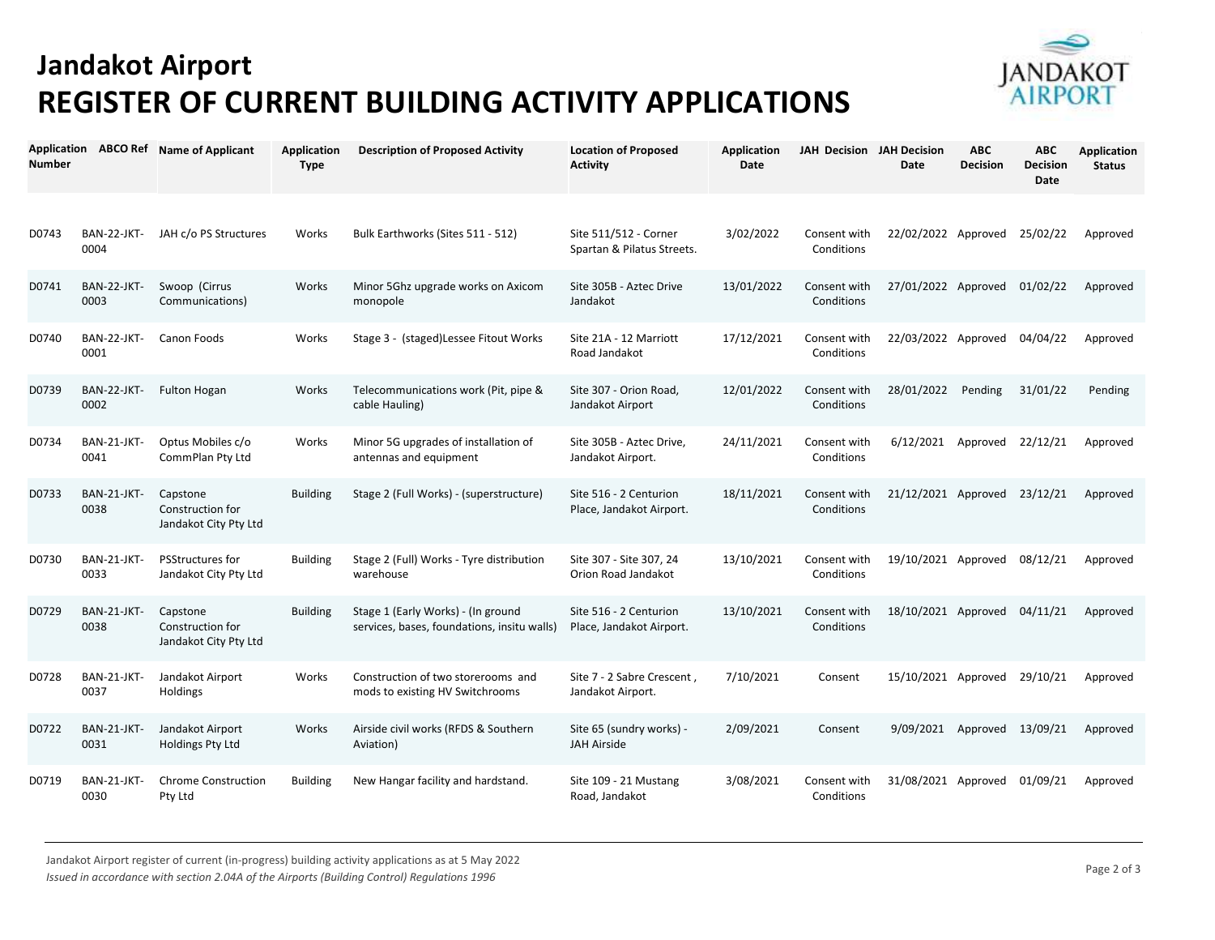# Jandakot Airport

# REGISTER OF CURRENT BUILDING ACTIVITY APPLICATIONS

| Application Number | ABCO Ref | Name of Applicant | Application Type | Description of Proposed Activity | Location of Proposed Activity | Application Date | JAH Decision | JAH Decision Date | ABC Decision | ABC Decision Date | Application Status |
|---|---|---|---|---|---|---|---|---|---|---|---|
| D0743 | BAN-22-JKT-0004 | JAH c/o PS Structures | Works | Bulk Earthworks (Sites 511 - 512) | Site 511/512 - Corner Spartan & Pilatus Streets. | 3/02/2022 | Consent with Conditions | 22/02/2022 | Approved | 25/02/22 | Approved |
| D0741 | BAN-22-JKT-0003 | Swoop (Cirrus Communications) | Works | Minor 5Ghz upgrade works on Axicom monopole | Site 305B - Aztec Drive Jandakot | 13/01/2022 | Consent with Conditions | 27/01/2022 | Approved | 01/02/22 | Approved |
| D0740 | BAN-22-JKT-0001 | Canon Foods | Works | Stage 3 - (staged)Lessee Fitout Works | Site 21A - 12 Marriott Road Jandakot | 17/12/2021 | Consent with Conditions | 22/03/2022 | Approved | 04/04/22 | Approved |
| D0739 | BAN-22-JKT-0002 | Fulton Hogan | Works | Telecommunications work (Pit, pipe & cable Hauling) | Site 307 - Orion Road, Jandakot Airport | 12/01/2022 | Consent with Conditions | 28/01/2022 | Pending | 31/01/22 | Pending |
| D0734 | BAN-21-JKT-0041 | Optus Mobiles c/o CommPlan Pty Ltd | Works | Minor 5G upgrades of installation of antennas and equipment | Site 305B - Aztec Drive, Jandakot Airport. | 24/11/2021 | Consent with Conditions | 6/12/2021 | Approved | 22/12/21 | Approved |
| D0733 | BAN-21-JKT-0038 | Capstone Construction for Jandakot City Pty Ltd | Building | Stage 2 (Full Works) - (superstructure) | Site 516 - 2 Centurion Place, Jandakot Airport. | 18/11/2021 | Consent with Conditions | 21/12/2021 | Approved | 23/12/21 | Approved |
| D0730 | BAN-21-JKT-0033 | PSStructures for Jandakot City Pty Ltd | Building | Stage 2 (Full) Works - Tyre distribution warehouse | Site 307 - Site 307, 24 Orion Road Jandakot | 13/10/2021 | Consent with Conditions | 19/10/2021 | Approved | 08/12/21 | Approved |
| D0729 | BAN-21-JKT-0038 | Capstone Construction for Jandakot City Pty Ltd | Building | Stage 1 (Early Works) - (In ground services, bases, foundations, insitu walls) | Site 516 - 2 Centurion Place, Jandakot Airport. | 13/10/2021 | Consent with Conditions | 18/10/2021 | Approved | 04/11/21 | Approved |
| D0728 | BAN-21-JKT-0037 | Jandakot Airport Holdings | Works | Construction of two storerooms and mods to existing HV Switchrooms | Site 7 - 2 Sabre Crescent , Jandakot Airport. | 7/10/2021 | Consent | 15/10/2021 | Approved | 29/10/21 | Approved |
| D0722 | BAN-21-JKT-0031 | Jandakot Airport Holdings Pty Ltd | Works | Airside civil works (RFDS & Southern Aviation) | Site 65 (sundry works) - JAH Airside | 2/09/2021 | Consent | 9/09/2021 | Approved | 13/09/21 | Approved |
| D0719 | BAN-21-JKT-0030 | Chrome Construction Pty Ltd | Building | New Hangar facility and hardstand. | Site 109 - 21 Mustang Road, Jandakot | 3/08/2021 | Consent with Conditions | 31/08/2021 | Approved | 01/09/21 | Approved |

Jandakot Airport register of current (in-progress) building activity applications as at 5 May 2022
*Issued in accordance with section 2.04A of the Airports (Building Control) Regulations 1996*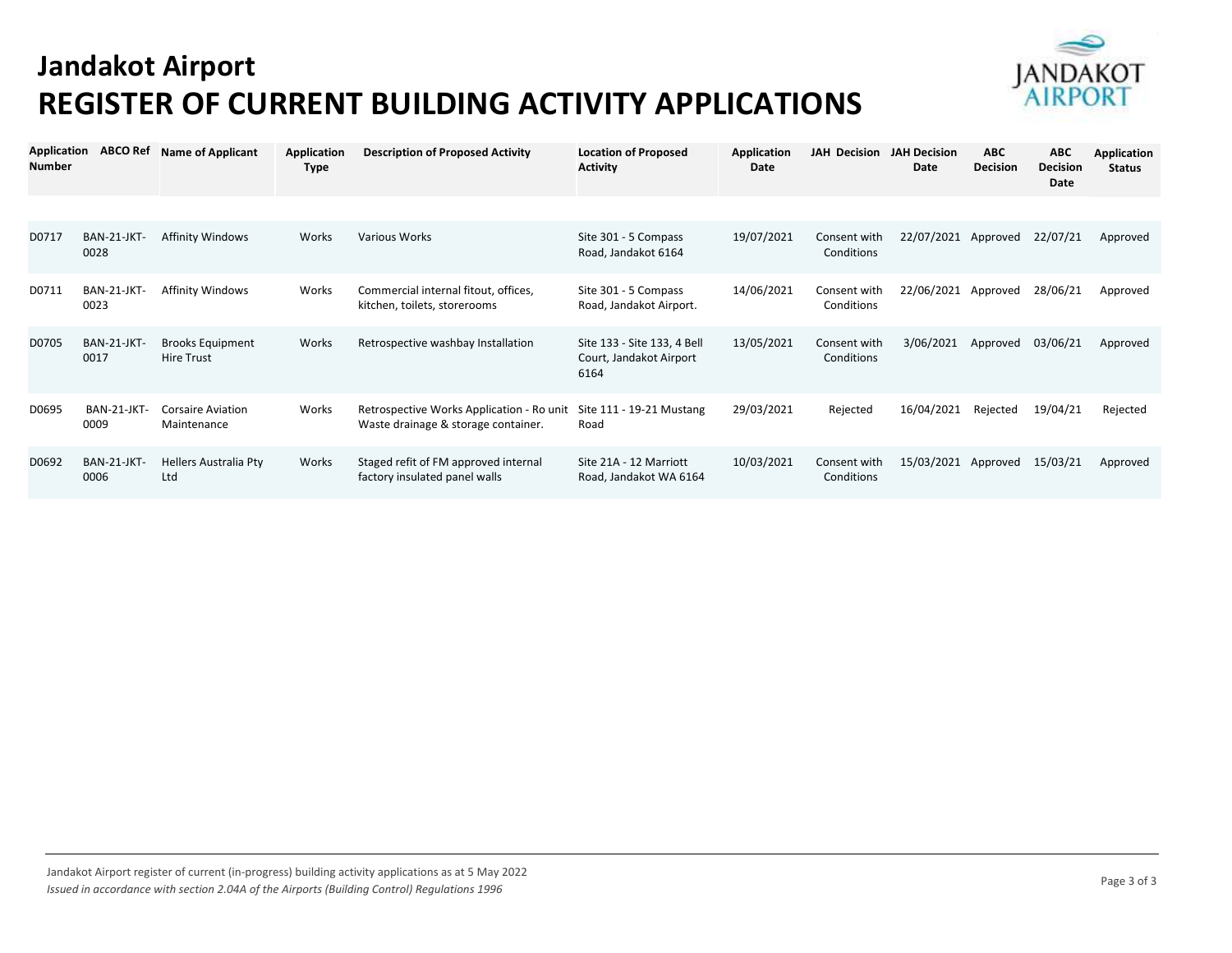# Jandakot Airport
# REGISTER OF CURRENT BUILDING ACTIVITY APPLICATIONS

| Application Number | ABCO Ref | Name of Applicant | Application Type | Description of Proposed Activity | Location of Proposed Activity | Application Date | JAH Decision | JAH Decision Date | ABC Decision | ABC Decision Date | Application Status |
|---|---|---|---|---|---|---|---|---|---|---|---|
| D0717 | BAN-21-JKT-0028 | Affinity Windows | Works | Various Works | Site 301 - 5 Compass Road, Jandakot 6164 | 19/07/2021 | Consent with Conditions | 22/07/2021 | Approved | 22/07/21 | Approved |
| D0711 | BAN-21-JKT-0023 | Affinity Windows | Works | Commercial internal fitout, offices, kitchen, toilets, storerooms | Site 301 - 5 Compass Road, Jandakot Airport. | 14/06/2021 | Consent with Conditions | 22/06/2021 | Approved | 28/06/21 | Approved |
| D0705 | BAN-21-JKT-0017 | Brooks Equipment Hire Trust | Works | Retrospective washbay Installation | Site 133 - Site 133, 4 Bell Court, Jandakot Airport 6164 | 13/05/2021 | Consent with Conditions | 3/06/2021 | Approved | 03/06/21 | Approved |
| D0695 | BAN-21-JKT-0009 | Corsaire Aviation Maintenance | Works | Retrospective Works Application - Ro unit Waste drainage & storage container. | Site 111 - 19-21 Mustang Road | 29/03/2021 | Rejected | 16/04/2021 | Rejected | 19/04/21 | Rejected |
| D0692 | BAN-21-JKT-0006 | Hellers Australia Pty Ltd | Works | Staged refit of FM approved internal factory insulated panel walls | Site 21A - 12 Marriott Road, Jandakot WA 6164 | 10/03/2021 | Consent with Conditions | 15/03/2021 | Approved | 15/03/21 | Approved |

Jandakot Airport register of current (in-progress) building activity applications as at 5 May 2022
*Issued in accordance with section 2.04A of the Airports (Building Control) Regulations 1996*